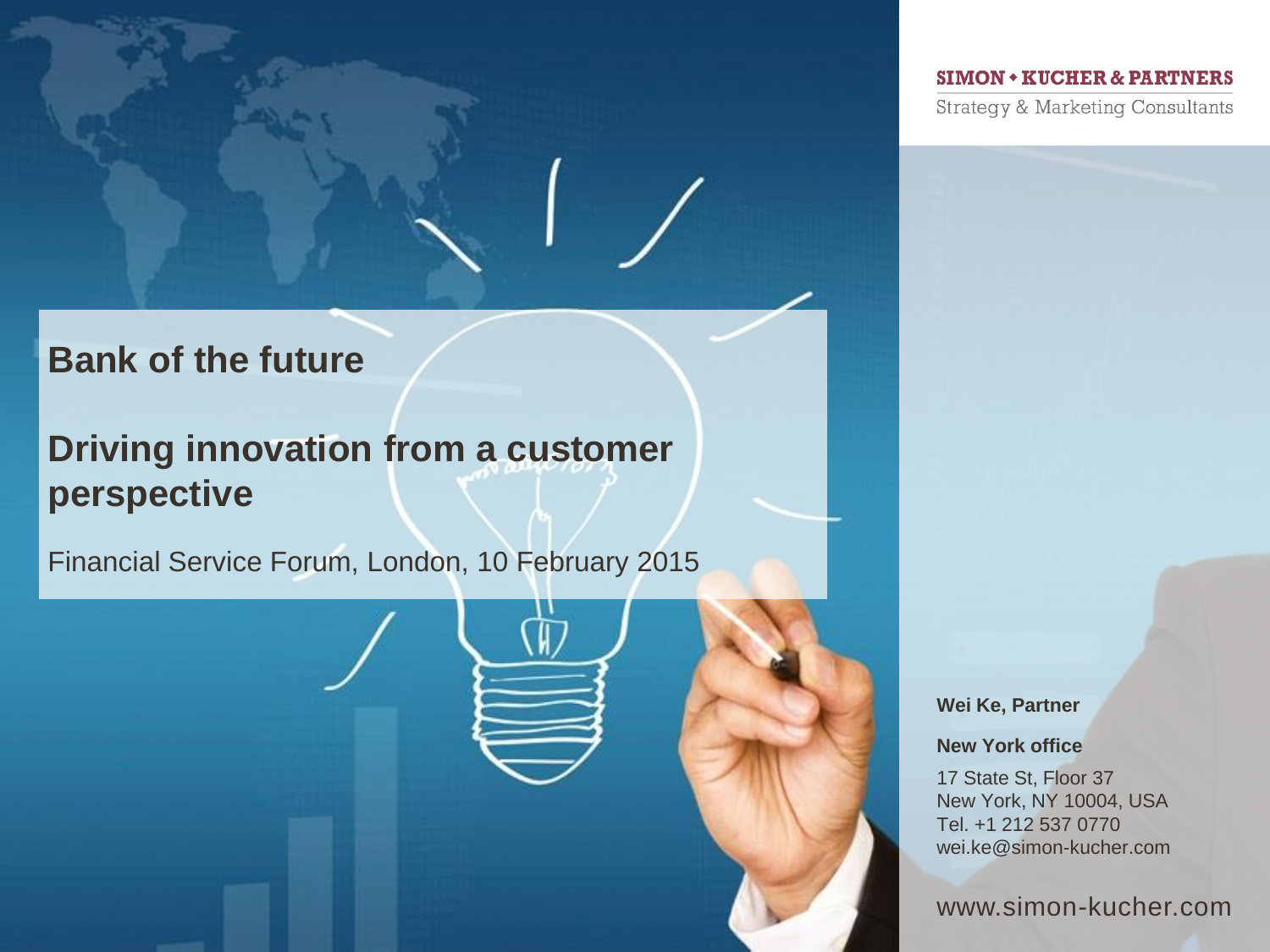SIMON • KUCHER & PARTNERS

Strategy & Marketing Consultants

# Bank of the future

# Driving innovation from a customer perspective

Financial Service Forum, London, 10 February 2015

**Wei Ke, Partner**

**New York office**

17 State St, Floor 37
New York, NY 10004, USA
Tel. +1 212 537 0770
wei.ke@simon-kucher.com

www.simon-kucher.com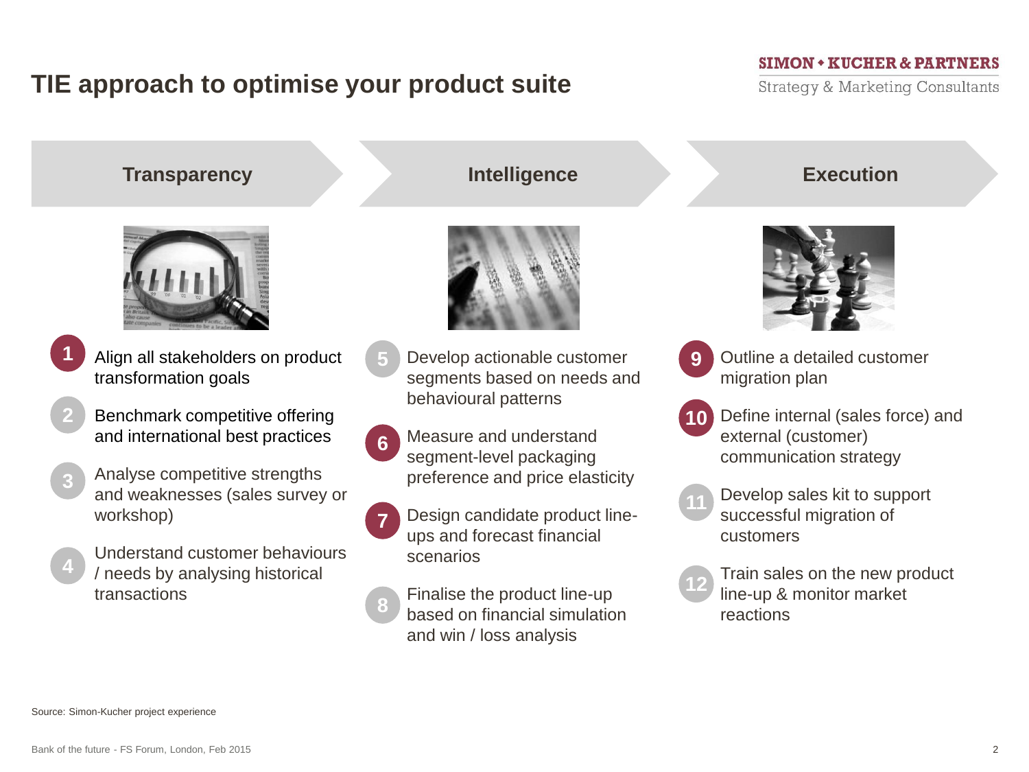# TIE approach to optimise your product suite

## Transparency

1. Align all stakeholders on product transformation goals
2. Benchmark competitive offering and international best practices
3. Analyse competitive strengths and weaknesses (sales survey or workshop)
4. Understand customer behaviours / needs by analysing historical transactions

## Intelligence

5. Develop actionable customer segments based on needs and behavioural patterns
6. Measure and understand segment-level packaging preference and price elasticity
7. Design candidate product line-ups and forecast financial scenarios
8. Finalise the product line-up based on financial simulation and win / loss analysis

## Execution

9. Outline a detailed customer migration plan
10. Define internal (sales force) and external (customer) communication strategy
11. Develop sales kit to support successful migration of customers
12. Train sales on the new product line-up & monitor market reactions

Source: Simon-Kucher project experience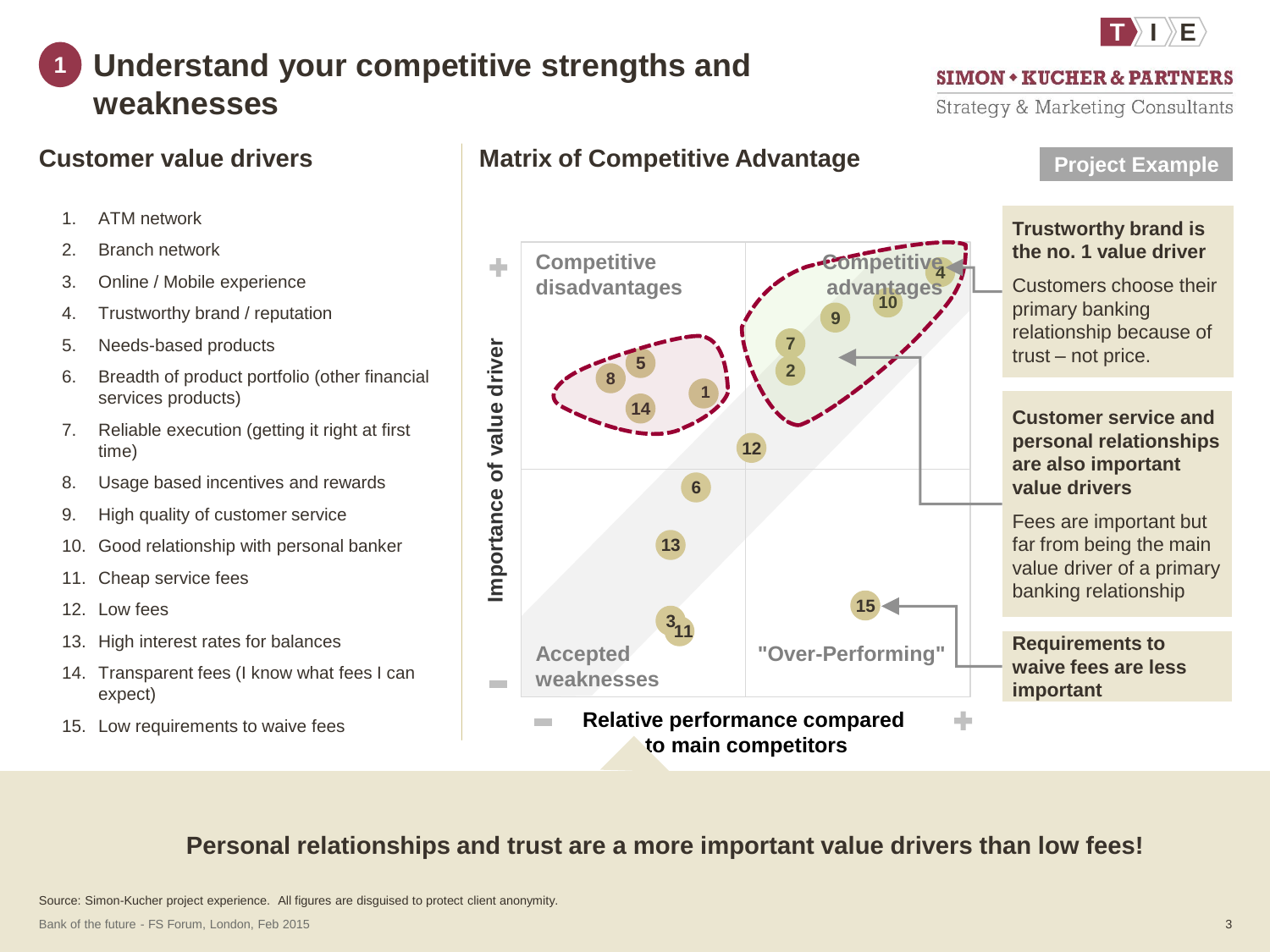# 1 Understand your competitive strengths and weaknesses

Project Example

## Customer value drivers

1. ATM network
2. Branch network
3. Online / Mobile experience
4. Trustworthy brand / reputation
5. Needs-based products
6. Breadth of product portfolio (other financial services products)
7. Reliable execution (getting it right at first time)
8. Usage based incentives and rewards
9. High quality of customer service
10. Good relationship with personal banker
11. Cheap service fees
12. Low fees
13. High interest rates for balances
14. Transparent fees (I know what fees I can expect)
15. Low requirements to waive fees

## Matrix of Competitive Advantage

Importance of value driver (– to +)

Relative performance compared to main competitors (– to +)

- Competitive disadvantages: 8, 5, 1, 14
- Competitive advantages: 4, 10, 9, 7, 2
- Accepted weaknesses: 3, 11
- "Over-Performing": 15
- Along the diagonal: 12, 6, 13

**Trustworthy brand is the no. 1 value driver**

Customers choose their primary banking relationship because of trust – not price.

**Customer service and personal relationships are also important value drivers**

Fees are important but far from being the main value driver of a primary banking relationship

**Requirements to waive fees are less important**

**Personal relationships and trust are a more important value drivers than low fees!**

Source: Simon-Kucher project experience. All figures are disguised to protect client anonymity.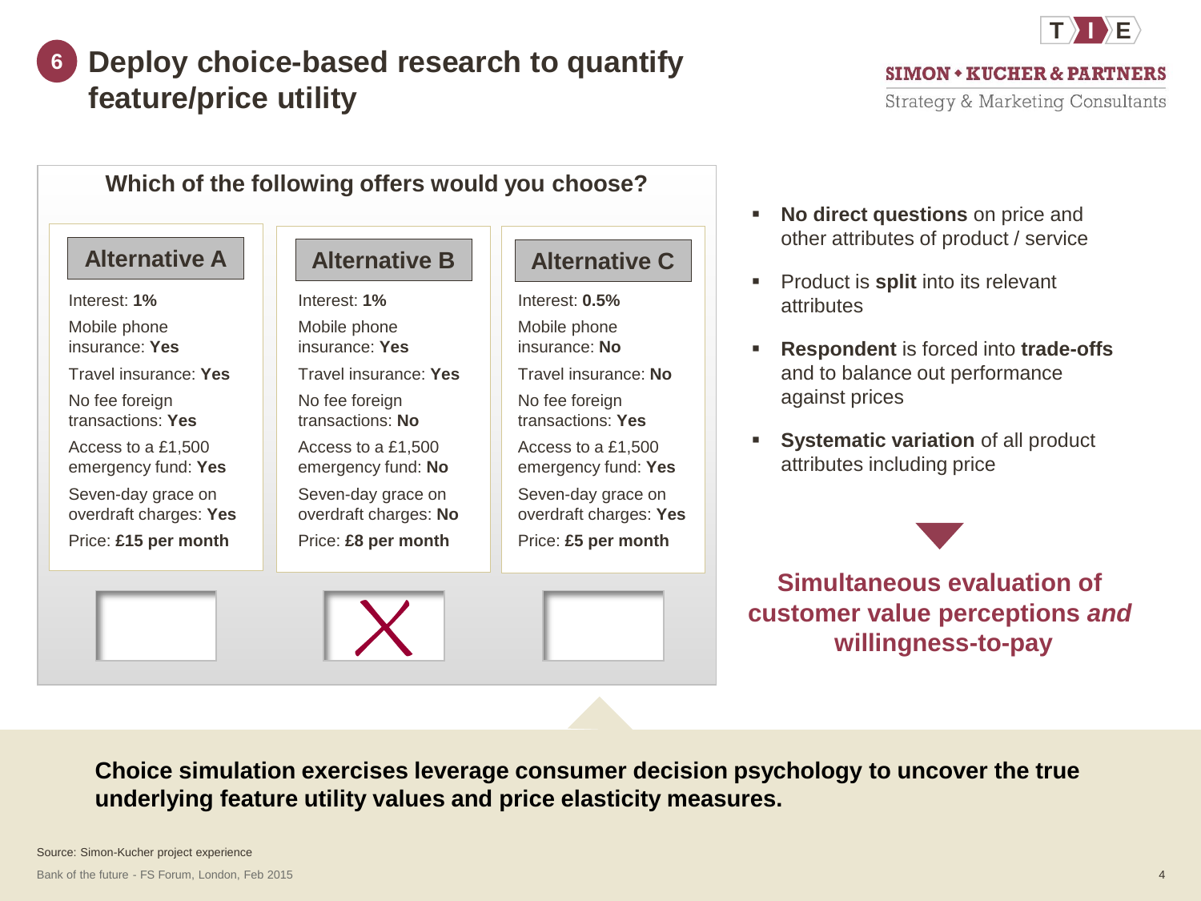# 6 Deploy choice-based research to quantify feature/price utility

### Which of the following offers would you choose?

| Alternative A | Alternative B | Alternative C |
|---|---|---|
| Interest: **1%** | Interest: **1%** | Interest: **0.5%** |
| Mobile phone insurance: **Yes** | Mobile phone insurance: **Yes** | Mobile phone insurance: **No** |
| Travel insurance: **Yes** | Travel insurance: **Yes** | Travel insurance: **No** |
| No fee foreign transactions: **Yes** | No fee foreign transactions: **No** | No fee foreign transactions: **Yes** |
| Access to a £1,500 emergency fund: **Yes** | Access to a £1,500 emergency fund: **No** | Access to a £1,500 emergency fund: **Yes** |
| Seven-day grace on overdraft charges: **Yes** | Seven-day grace on overdraft charges: **No** | Seven-day grace on overdraft charges: **Yes** |
| Price: **£15 per month** | Price: **£8 per month** | Price: **£5 per month** |
| ☐ | ☒ | ☐ |

- **No direct questions** on price and other attributes of product / service
- Product is **split** into its relevant attributes
- **Respondent** is forced into **trade-offs** and to balance out performance against prices
- **Systematic variation** of all product attributes including price

**Simultaneous evaluation of customer value perceptions *and* willingness-to-pay**

**Choice simulation exercises leverage consumer decision psychology to uncover the true underlying feature utility values and price elasticity measures.**

Source: Simon-Kucher project experience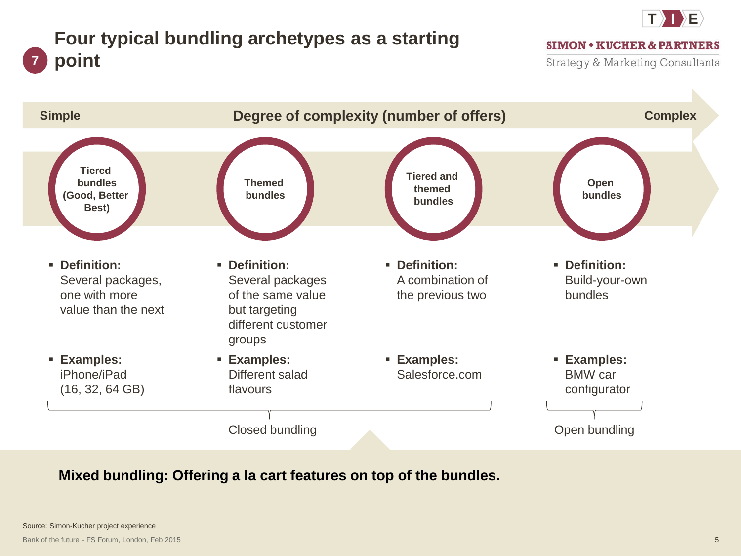# 7 Four typical bundling archetypes as a starting point

SIMON • KUCHER & PARTNERS
Strategy & Marketing Consultants

**Simple** — **Degree of complexity (number of offers)** — **Complex**

| Tiered bundles (Good, Better Best) | Themed bundles | Tiered and themed bundles | Open bundles |
|---|---|---|---|
| **Definition:** Several packages, one with more value than the next | **Definition:** Several packages of the same value but targeting different customer groups | **Definition:** A combination of the previous two | **Definition:** Build-your-own bundles |
| **Examples:** iPhone/iPad (16, 32, 64 GB) | **Examples:** Different salad flavours | **Examples:** Salesforce.com | **Examples:** BMW car configurator |

Closed bundling (Tiered bundles, Themed bundles, Tiered and themed bundles)

Open bundling (Open bundles)

**Mixed bundling: Offering a la cart features on top of the bundles.**

Source: Simon-Kucher project experience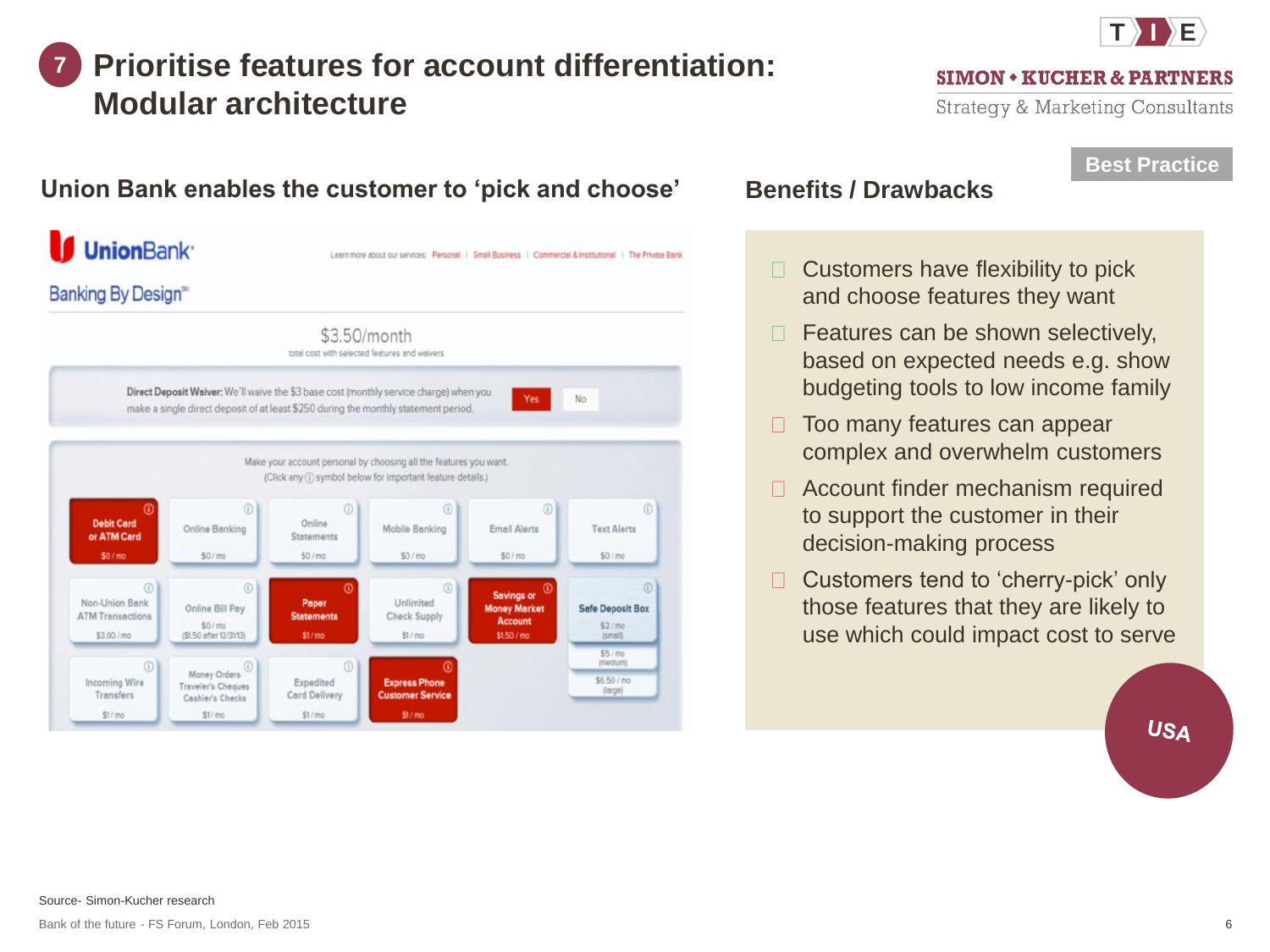# 7 Prioritise features for account differentiation: Modular architecture

Best Practice

## Union Bank enables the customer to 'pick and choose'

UnionBank

Banking By Design℠

Learn more about our services: Personal | Small Business | Commercial & Institutional | The Private Bank

$3.50/month

total cost with selected features and waivers

**Direct Deposit Waiver:** We'll waive the $3 base cost (monthly service charge) when you make a single direct deposit of at least $250 during the monthly statement period. Yes No

Make your account personal by choosing all the features you want.
(Click any ⓘ symbol below for important feature details.)

| | | | | | |
|---|---|---|---|---|---|
| Debit Card or ATM Card $0 / mo | Online Banking $0 / mo | Online Statements $0 / mo | Mobile Banking $0 / mo | Email Alerts $0 / mo | Text Alerts $0 / mo |
| Non-Union Bank ATM Transactions $3.00 / mo | Online Bill Pay $0 / mo ($1.50 after 12/31/13) | Paper Statements $1 / mo | Unlimited Check Supply $1 / mo | Savings or Money Market Account $1.50 / mo | Safe Deposit Box $2 / mo (small) $5 / mo (medium) $6.50 / mo (large) |
| Incoming Wire Transfers $1 / mo | Money Orders Traveler's Cheques Cashier's Checks $1 / mo | Expedited Card Delivery $1 / mo | Express Phone Customer Service $1 / mo | | |

## Benefits / Drawbacks

- Customers have flexibility to pick and choose features they want
- Features can be shown selectively, based on expected needs e.g. show budgeting tools to low income family
- Too many features can appear complex and overwhelm customers
- Account finder mechanism required to support the customer in their decision-making process
- Customers tend to 'cherry-pick' only those features that they are likely to use which could impact cost to serve

USA

Source- Simon-Kucher research

Bank of the future - FS Forum, London, Feb 2015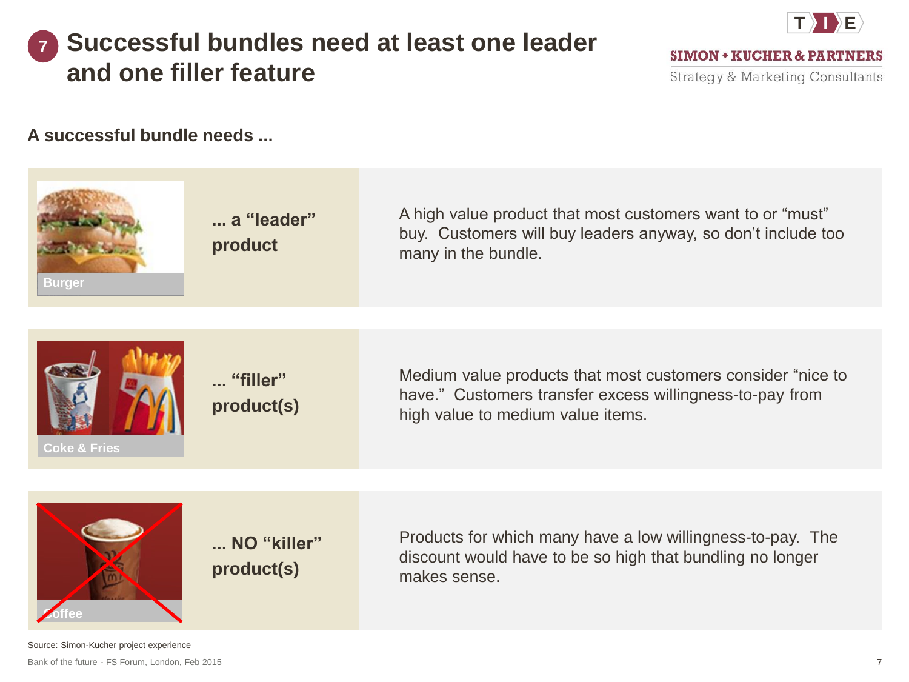# 7 Successful bundles need at least one leader and one filler feature

**A successful bundle needs ...**

| | | |
|---|---|---|
| Burger | **... a "leader" product** | A high value product that most customers want to or "must" buy. Customers will buy leaders anyway, so don't include too many in the bundle. |
| Coke & Fries | **... "filler" product(s)** | Medium value products that most customers consider "nice to have." Customers transfer excess willingness-to-pay from high value to medium value items. |
| Coffee | **... NO "killer" product(s)** | Products for which many have a low willingness-to-pay. The discount would have to be so high that bundling no longer makes sense. |

Source: Simon-Kucher project experience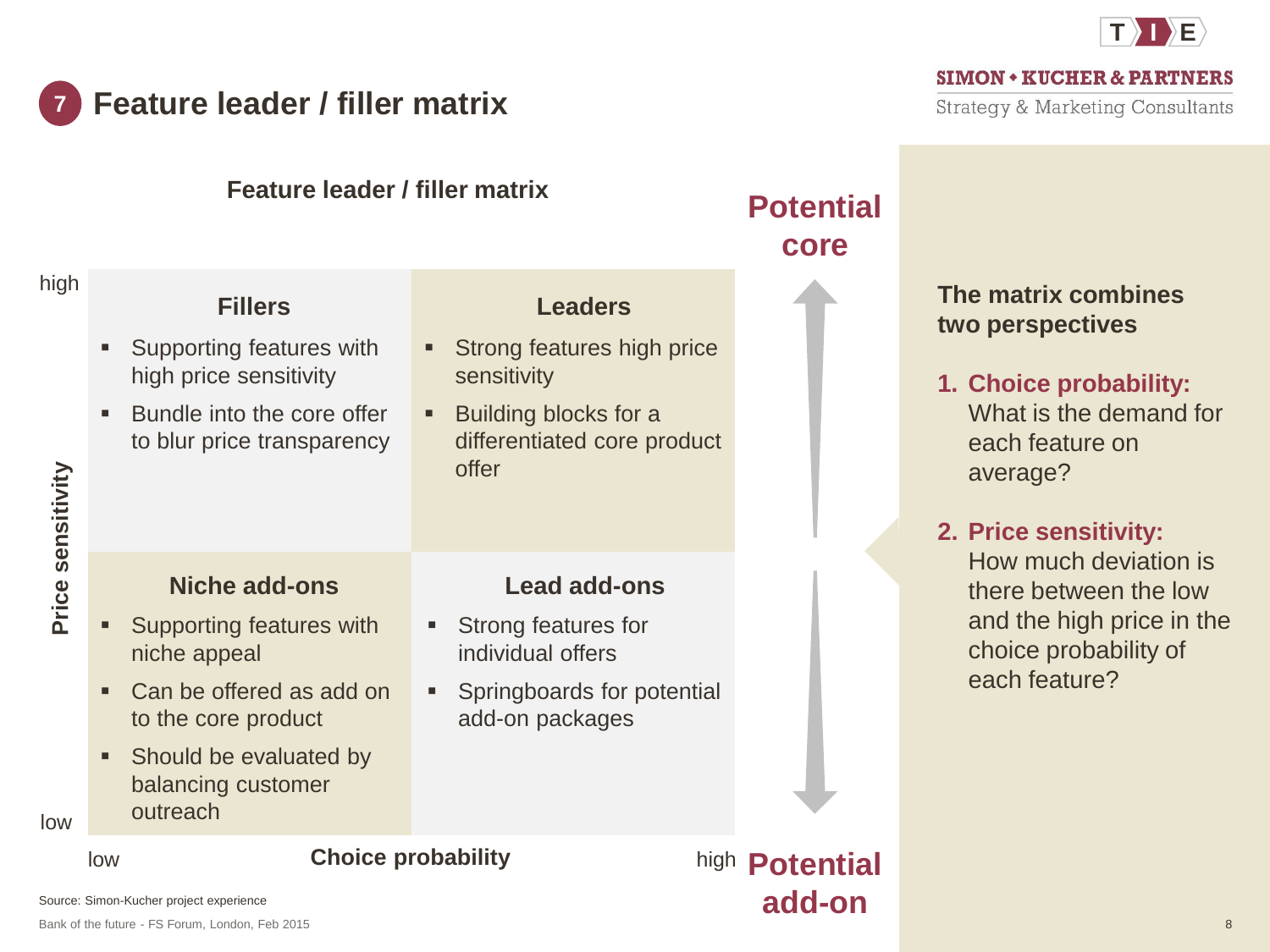# 7 Feature leader / filler matrix

## Feature leader / filler matrix

Price sensitivity (low → high) vs. Choice probability (low → high)

| | Choice probability: low | Choice probability: high |
|---|---|---|
| **Price sensitivity: high** | **Fillers**<br>▪ Supporting features with high price sensitivity<br>▪ Bundle into the core offer to blur price transparency | **Leaders**<br>▪ Strong features high price sensitivity<br>▪ Building blocks for a differentiated core product offer |
| **Price sensitivity: low** | **Niche add-ons**<br>▪ Supporting features with niche appeal<br>▪ Can be offered as add on to the core product<br>▪ Should be evaluated by balancing customer outreach | **Lead add-ons**<br>▪ Strong features for individual offers<br>▪ Springboards for potential add-on packages |

**Potential core** ↑

↓ **Potential add-on**

**The matrix combines two perspectives**

1. **Choice probability:** What is the demand for each feature on average?
2. **Price sensitivity:** How much deviation is there between the low and the high price in the choice probability of each feature?

Source: Simon-Kucher project experience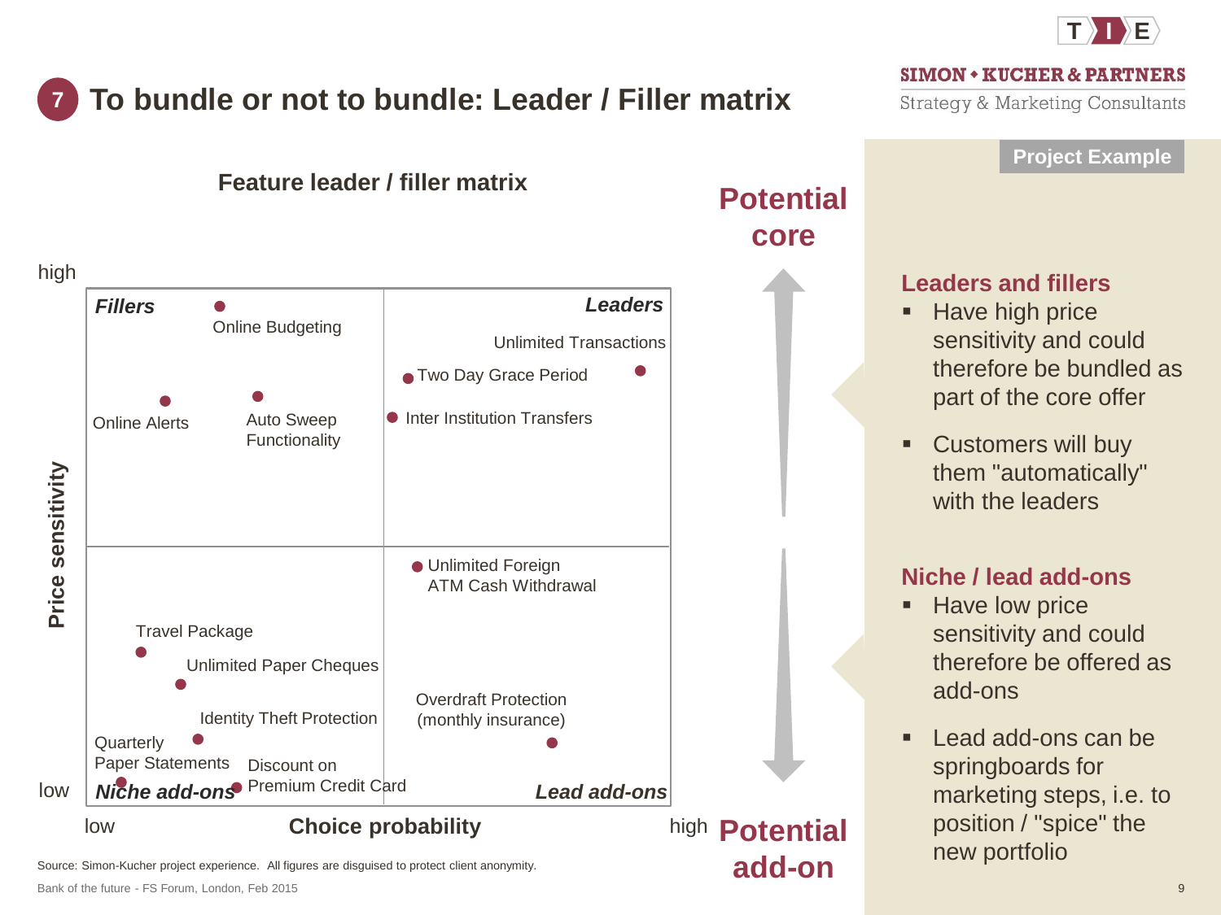# 7 To bundle or not to bundle: Leader / Filler matrix

SIMON • KUCHER & PARTNERS
Strategy & Marketing Consultants

**Project Example**

## Feature leader / filler matrix

Price sensitivity (low → high) vs. Choice probability (low → high)

**Fillers** (high price sensitivity, low choice probability)
- Online Budgeting
- Online Alerts
- Auto Sweep Functionality

**Leaders** (high price sensitivity, high choice probability)
- Unlimited Transactions
- Two Day Grace Period
- Inter Institution Transfers

**Niche add-ons** (low price sensitivity, low choice probability)
- Travel Package
- Unlimited Paper Cheques
- Identity Theft Protection
- Quarterly Paper Statements
- Discount on Premium Credit Card

**Lead add-ons** (low price sensitivity, high choice probability)
- Unlimited Foreign ATM Cash Withdrawal
- Overdraft Protection (monthly insurance)

**Potential core** ↑ / ↓ **Potential add-on**

### Leaders and fillers
- Have high price sensitivity and could therefore be bundled as part of the core offer
- Customers will buy them "automatically" with the leaders

### Niche / lead add-ons
- Have low price sensitivity and could therefore be offered as add-ons
- Lead add-ons can be springboards for marketing steps, i.e. to position / "spice" the new portfolio

Source: Simon-Kucher project experience. All figures are disguised to protect client anonymity.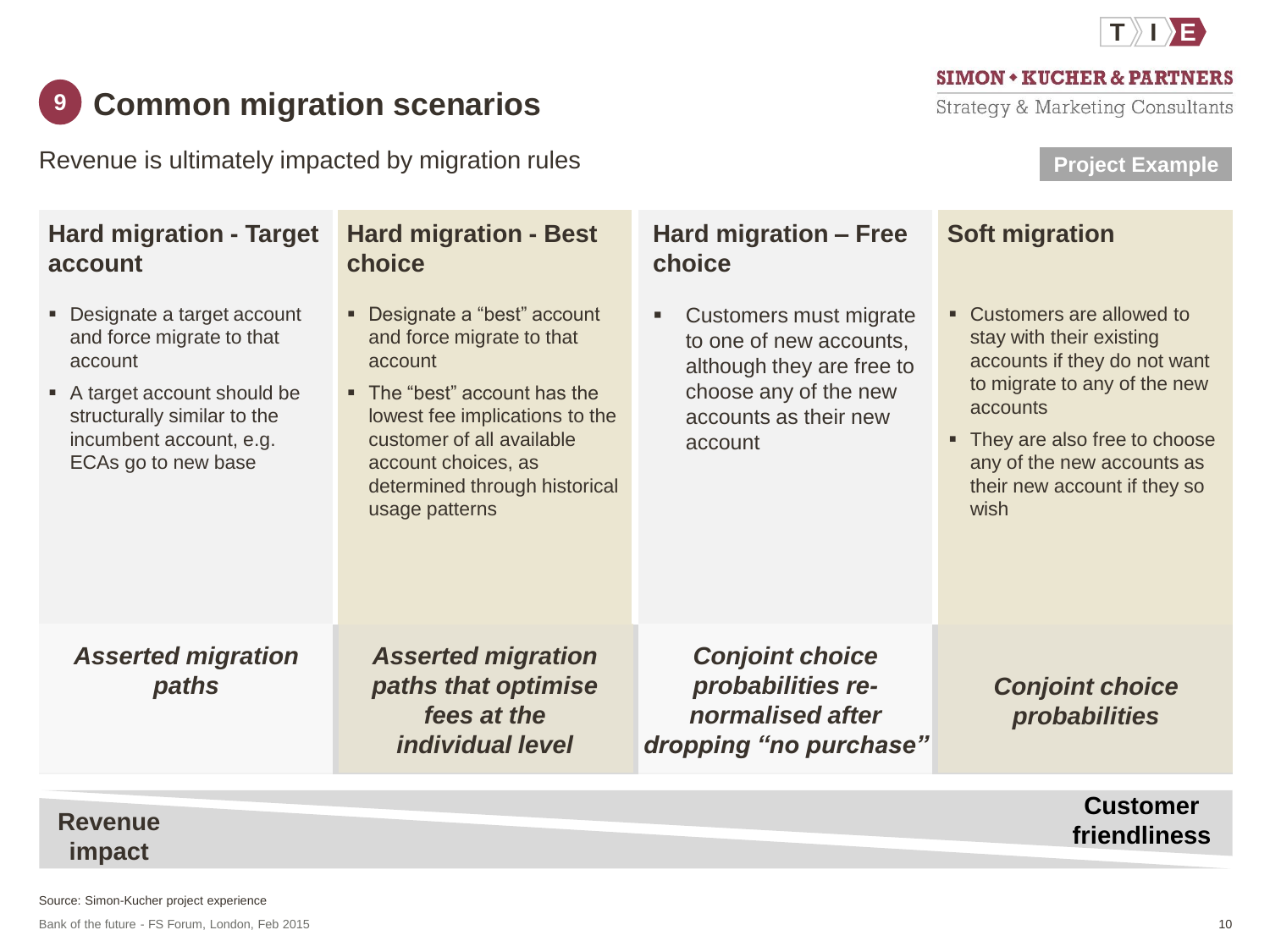# 9 Common migration scenarios

Revenue is ultimately impacted by migration rules

**Project Example**

| Hard migration - Target account | Hard migration - Best choice | Hard migration – Free choice | Soft migration |
|---|---|---|---|
| ▪ Designate a target account and force migrate to that account<br>▪ A target account should be structurally similar to the incumbent account, e.g. ECAs go to new base | ▪ Designate a "best" account and force migrate to that account<br>▪ The "best" account has the lowest fee implications to the customer of all available account choices, as determined through historical usage patterns | ▪ Customers must migrate to one of new accounts, although they are free to choose any of the new accounts as their new account | ▪ Customers are allowed to stay with their existing accounts if they do not want to migrate to any of the new accounts<br>▪ They are also free to choose any of the new accounts as their new account if they so wish |
| ***Asserted migration paths*** | ***Asserted migration paths that optimise fees at the individual level*** | ***Conjoint choice probabilities re-normalised after dropping "no purchase"*** | ***Conjoint choice probabilities*** |

**Revenue impact** ⟷ **Customer friendliness**

Source: Simon-Kucher project experience

Bank of the future - FS Forum, London, Feb 2015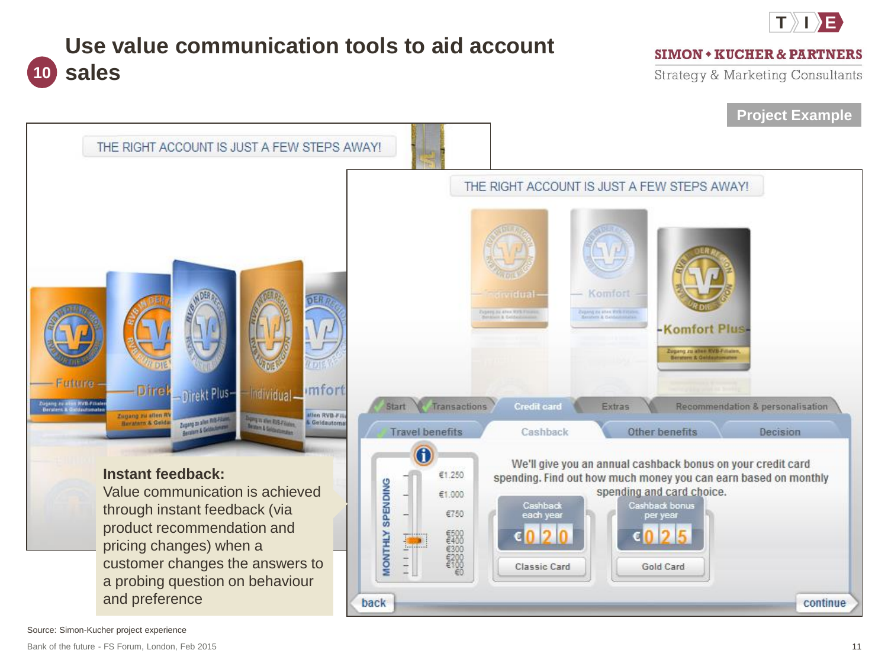# 10 Use value communication tools to aid account sales

Project Example

THE RIGHT ACCOUNT IS JUST A FEW STEPS AWAY!

THE RIGHT ACCOUNT IS JUST A FEW STEPS AWAY!

**Instant feedback:**
Value communication is achieved through instant feedback (via product recommendation and pricing changes) when a customer changes the answers to a probing question on behaviour and preference

Start | Transactions | Credit card | Extras | Recommendation & personalisation

Travel benefits | Cashback | Other benefits | Decision

We'll give you an annual cashback bonus on your credit card spending. Find out how much money you can earn based on monthly spending and card choice.

MONTHLY SPENDING: €1.250, €1.000, €750, €500, €400, €300, €200, €100, €0

Cashback each year: € 0 2 0 — Classic Card

Cashback bonus per year: € 0 2 5 — Gold Card

back | continue

Source: Simon-Kucher project experience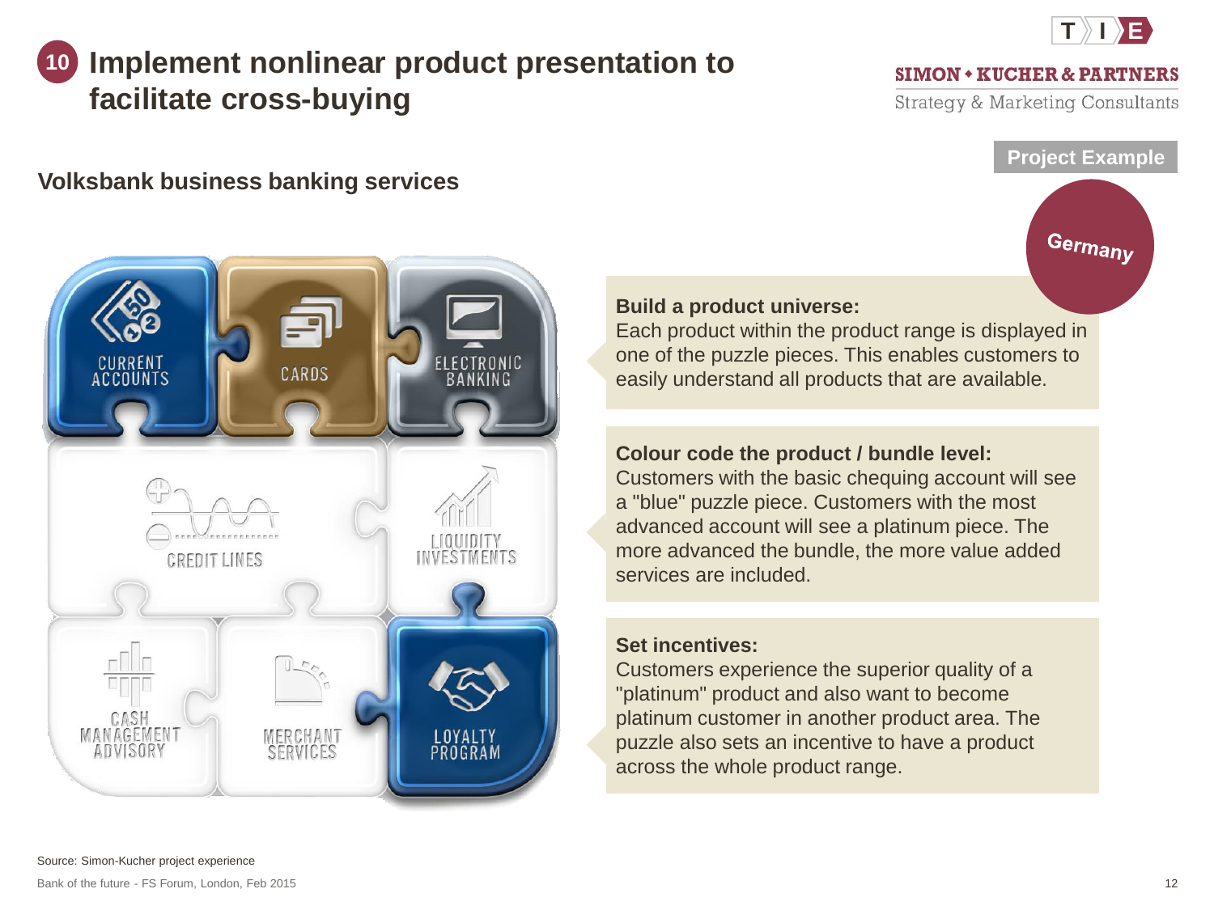# 10 Implement nonlinear product presentation to facilitate cross-buying

SIMON • KUCHER & PARTNERS
Strategy & Marketing Consultants

**Project Example**

Germany

## Volksbank business banking services

CURRENT ACCOUNTS
CARDS
ELECTRONIC BANKING
CREDIT LINES
LIQUIDITY INVESTMENTS
CASH MANAGEMENT ADVISORY
MERCHANT SERVICES
LOYALTY PROGRAM

**Build a product universe:**
Each product within the product range is displayed in one of the puzzle pieces. This enables customers to easily understand all products that are available.

**Colour code the product / bundle level:**
Customers with the basic chequing account will see a "blue" puzzle piece. Customers with the most advanced account will see a platinum piece. The more advanced the bundle, the more value added services are included.

**Set incentives:**
Customers experience the superior quality of a "platinum" product and also want to become platinum customer in another product area. The puzzle also sets an incentive to have a product across the whole product range.

Source: Simon-Kucher project experience